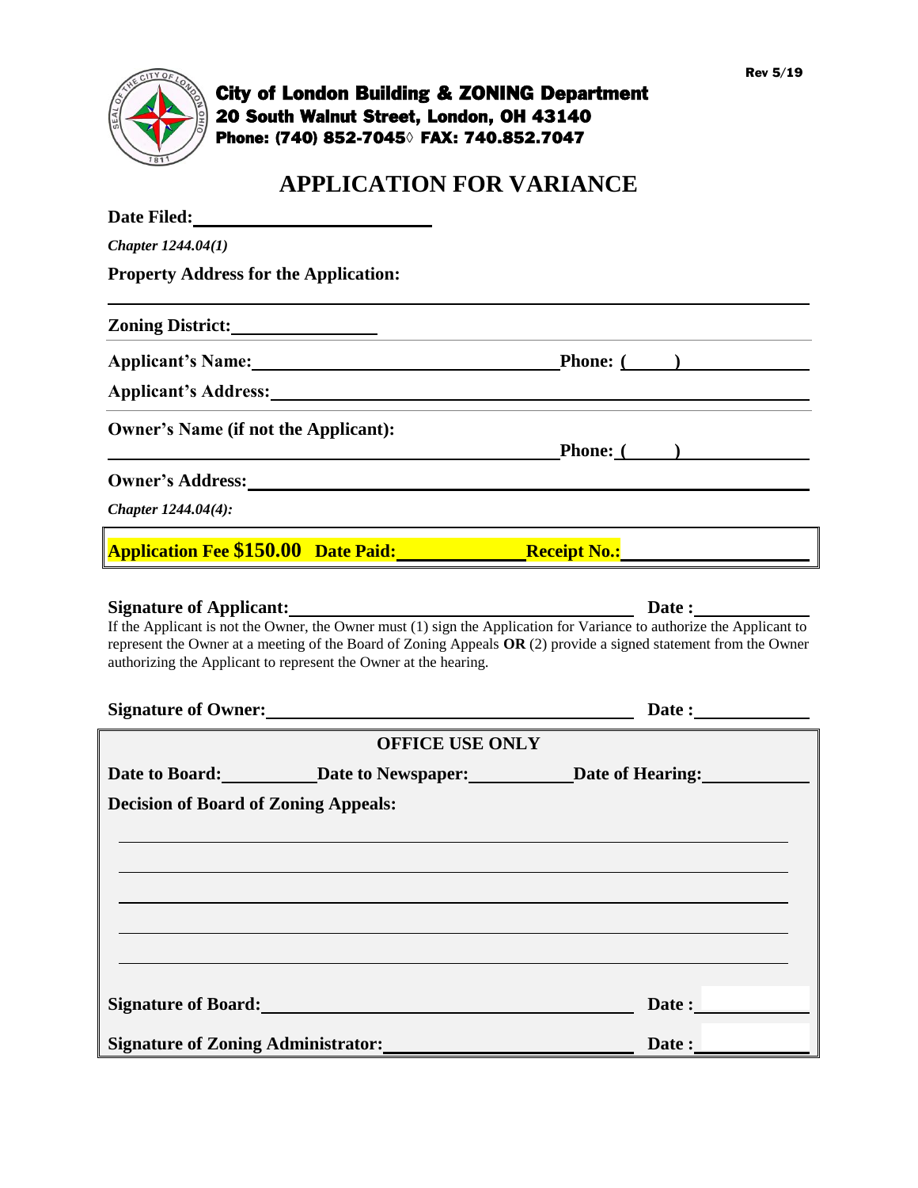Rev 5/19

**City of London Building & ZONING Department**
**20 South Walnut Street, London, OH 43140**
**Phone: (740) 852-7045◊ FAX: 740.852.7047**

# APPLICATION FOR VARIANCE

**Date Filed:** ______________________

*Chapter 1244.04(1)*

**Property Address for the Application:**

______________________________________________________________

**Zoning District:** ______________

**Applicant's Name:** ______________________________ **Phone: (     )** ____________

**Applicant's Address:** ______________________________________________

**Owner's Name (if not the Applicant):**

______________________________________________ **Phone: (     )** ____________

**Owner's Address:** ______________________________________________

*Chapter 1244.04(4):*

**Application Fee $150.00 Date Paid:** ____________ **Receipt No.:** ________________

**Signature of Applicant:** ______________________________ **Date :** ____________

If the Applicant is not the Owner, the Owner must (1) sign the Application for Variance to authorize the Applicant to represent the Owner at a meeting of the Board of Zoning Appeals **OR** (2) provide a signed statement from the Owner authorizing the Applicant to represent the Owner at the hearing.

**Signature of Owner:** ______________________________ **Date :** ____________

**OFFICE USE ONLY**

**Date to Board:** __________ **Date to Newspaper:** __________ **Date of Hearing:** __________

**Decision of Board of Zoning Appeals:**

______________________________________________________________

______________________________________________________________

______________________________________________________________

______________________________________________________________

______________________________________________________________

**Signature of Board:** ______________________________ **Date :** ____________

**Signature of Zoning Administrator:** ______________________ **Date :** ____________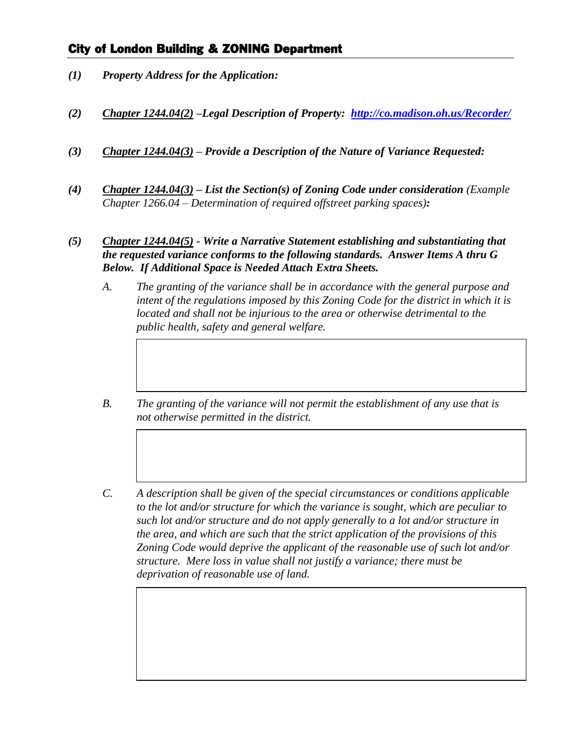## City of London Building & ZONING Department

***(1)*** ***Property Address for the Application:***

***(2)*** ***<u>Chapter 1244.04(2)</u> –Legal Description of Property: [http://co.madison.oh.us/Recorder/](http://co.madison.oh.us/Recorder/)***

***(3)*** ***<u>Chapter 1244.04(3)</u> – Provide a Description of the Nature of Variance Requested:***

***(4)*** ***<u>Chapter 1244.04(3)</u> – List the Section(s) of Zoning Code under consideration*** *(Example Chapter 1266.04 – Determination of required offstreet parking spaces)****:***

***(5)*** ***<u>Chapter 1244.04(5)</u> - Write a Narrative Statement establishing and substantiating that the requested variance conforms to the following standards. Answer Items A thru G Below. If Additional Space is Needed Attach Extra Sheets.***

*A. The granting of the variance shall be in accordance with the general purpose and intent of the regulations imposed by this Zoning Code for the district in which it is located and shall not be injurious to the area or otherwise detrimental to the public health, safety and general welfare.*

*B. The granting of the variance will not permit the establishment of any use that is not otherwise permitted in the district.*

*C. A description shall be given of the special circumstances or conditions applicable to the lot and/or structure for which the variance is sought, which are peculiar to such lot and/or structure and do not apply generally to a lot and/or structure in the area, and which are such that the strict application of the provisions of this Zoning Code would deprive the applicant of the reasonable use of such lot and/or structure. Mere loss in value shall not justify a variance; there must be deprivation of reasonable use of land.*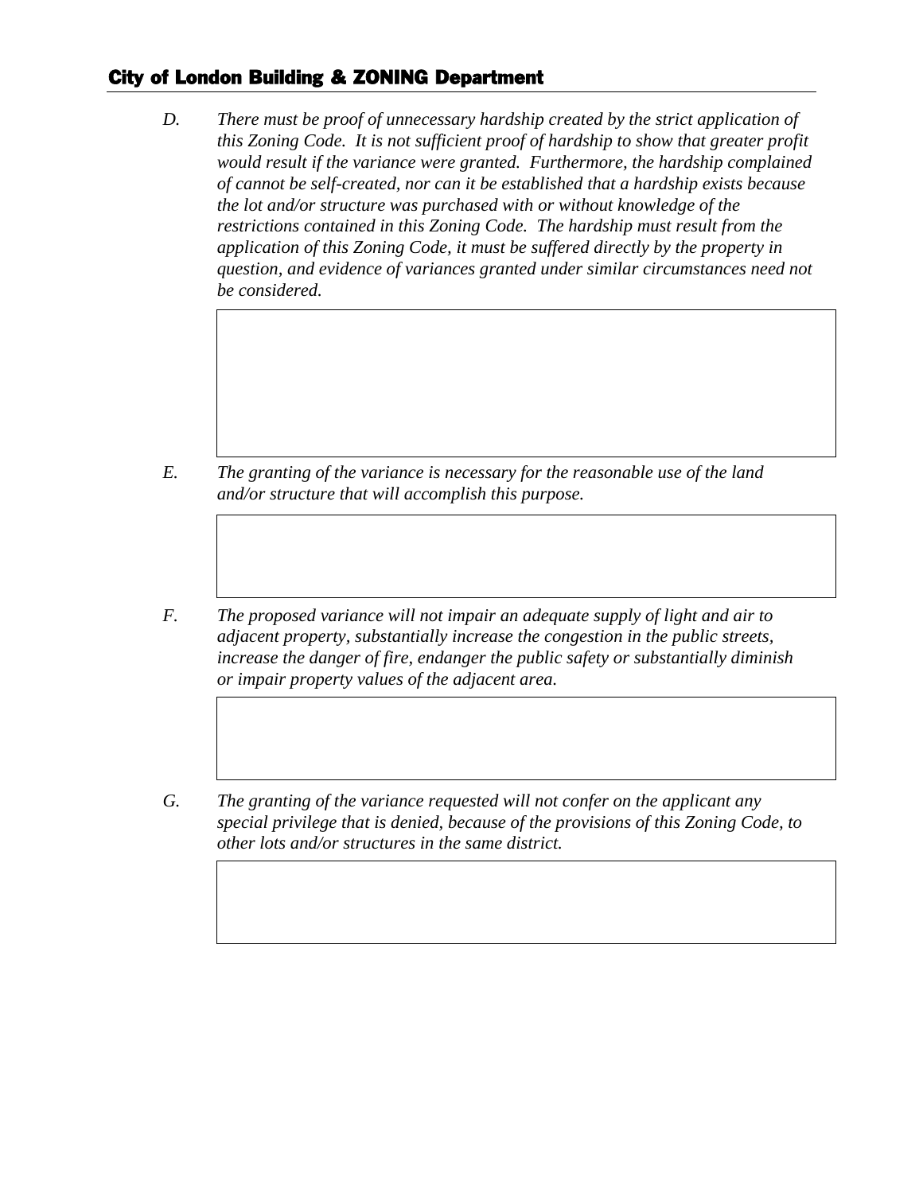*D. There must be proof of unnecessary hardship created by the strict application of this Zoning Code. It is not sufficient proof of hardship to show that greater profit would result if the variance were granted. Furthermore, the hardship complained of cannot be self-created, nor can it be established that a hardship exists because the lot and/or structure was purchased with or without knowledge of the restrictions contained in this Zoning Code. The hardship must result from the application of this Zoning Code, it must be suffered directly by the property in question, and evidence of variances granted under similar circumstances need not be considered.*

*E. The granting of the variance is necessary for the reasonable use of the land and/or structure that will accomplish this purpose.*

*F. The proposed variance will not impair an adequate supply of light and air to adjacent property, substantially increase the congestion in the public streets, increase the danger of fire, endanger the public safety or substantially diminish or impair property values of the adjacent area.*

*G. The granting of the variance requested will not confer on the applicant any special privilege that is denied, because of the provisions of this Zoning Code, to other lots and/or structures in the same district.*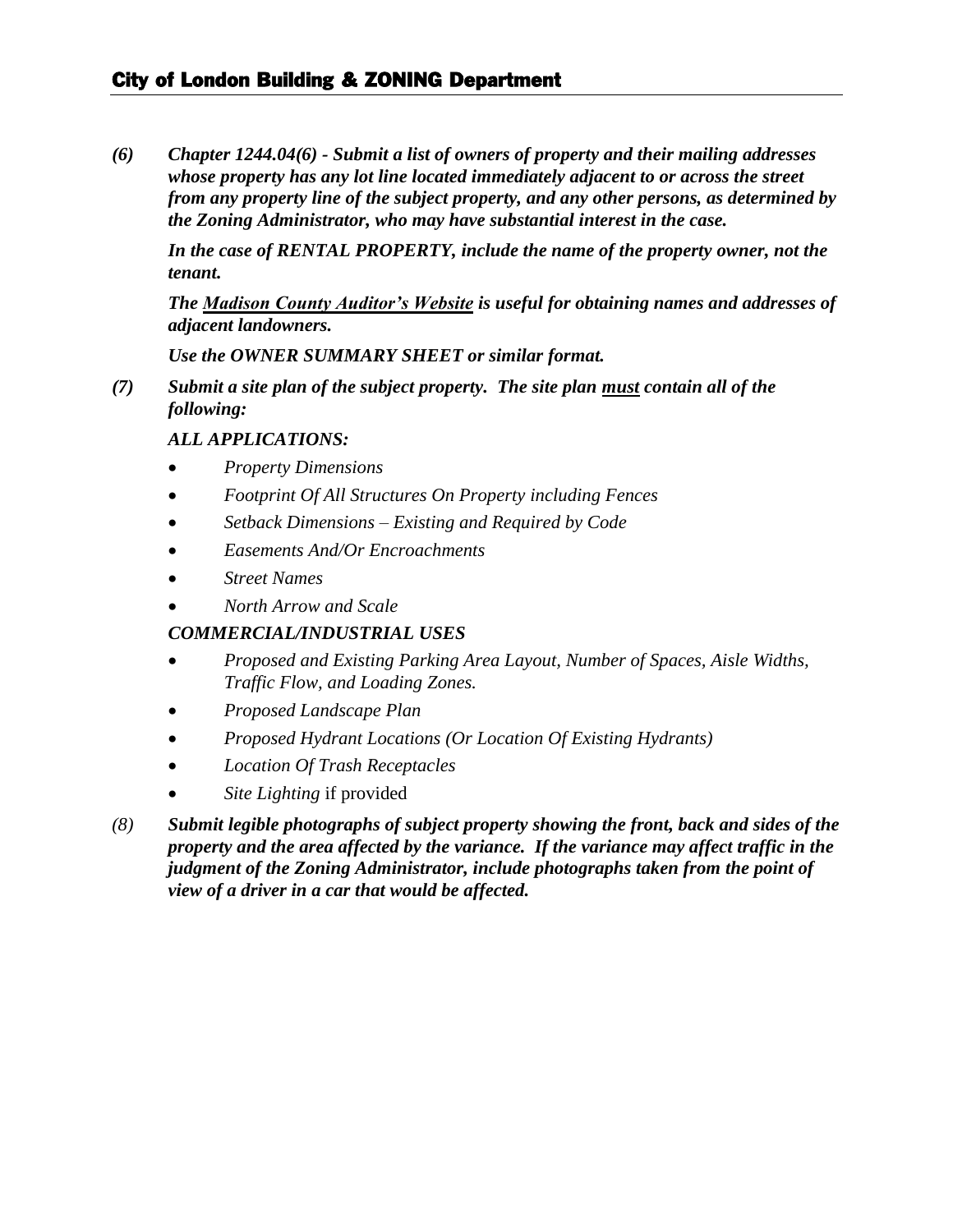***(6)*** ***Chapter 1244.04(6) - Submit a list of owners of property and their mailing addresses whose property has any lot line located immediately adjacent to or across the street from any property line of the subject property, and any other persons, as determined by the Zoning Administrator, who may have substantial interest in the case.***

***In the case of RENTAL PROPERTY, include the name of the property owner, not the tenant.***

***The Madison County Auditor's Website is useful for obtaining names and addresses of adjacent landowners.***

***Use the OWNER SUMMARY SHEET or similar format.***

***(7)*** ***Submit a site plan of the subject property. The site plan must contain all of the following:***

***ALL APPLICATIONS:***

- *Property Dimensions*
- *Footprint Of All Structures On Property including Fences*
- *Setback Dimensions – Existing and Required by Code*
- *Easements And/Or Encroachments*
- *Street Names*
- *North Arrow and Scale*

***COMMERCIAL/INDUSTRIAL USES***

- *Proposed and Existing Parking Area Layout, Number of Spaces, Aisle Widths, Traffic Flow, and Loading Zones.*
- *Proposed Landscape Plan*
- *Proposed Hydrant Locations (Or Location Of Existing Hydrants)*
- *Location Of Trash Receptacles*
- *Site Lighting* if provided

*(8)* ***Submit legible photographs of subject property showing the front, back and sides of the property and the area affected by the variance. If the variance may affect traffic in the judgment of the Zoning Administrator, include photographs taken from the point of view of a driver in a car that would be affected.***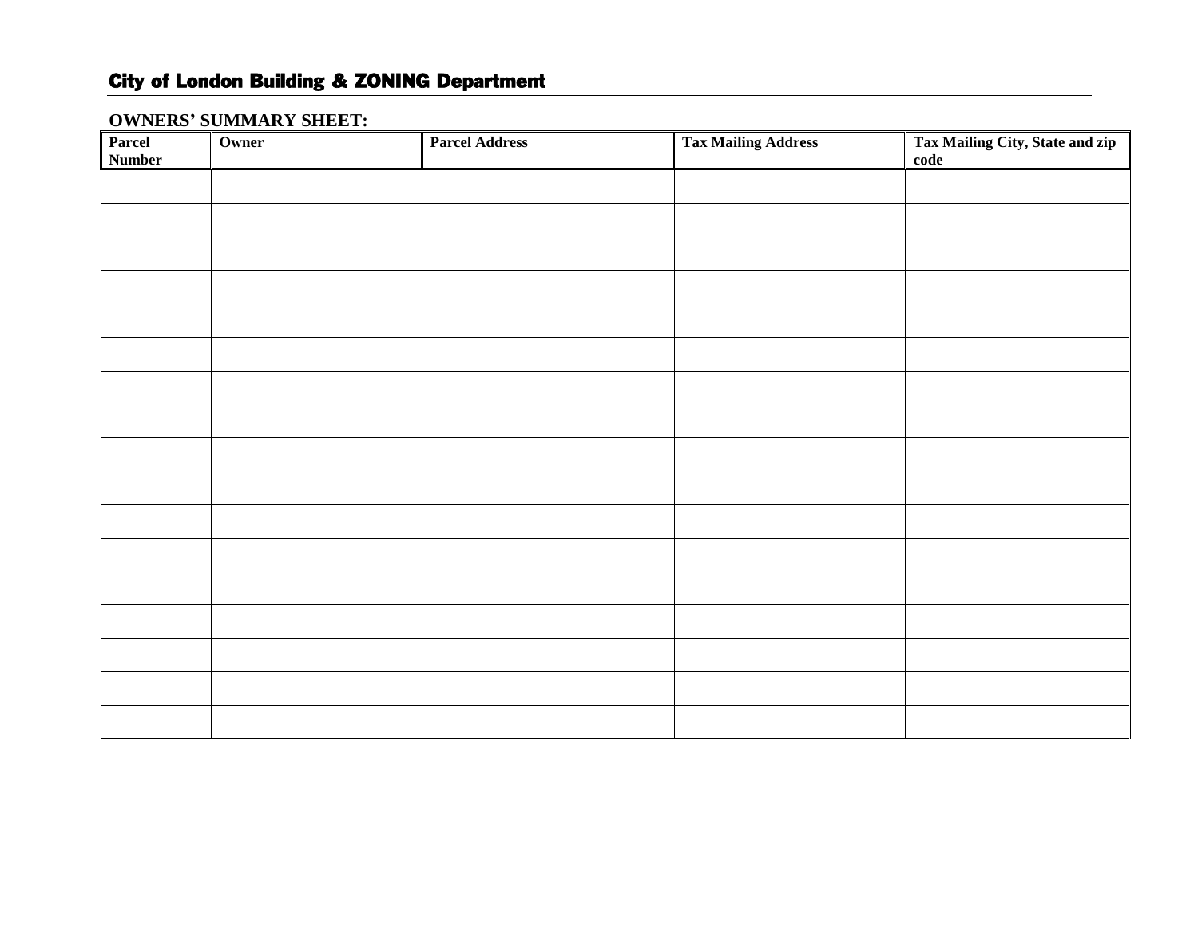# City of London Building & ZONING Department

**OWNERS' SUMMARY SHEET:**

| Parcel Number | Owner | Parcel Address | Tax Mailing Address | Tax Mailing City, State and zip code |
|---|---|---|---|---|
| | | | | |
| | | | | |
| | | | | |
| | | | | |
| | | | | |
| | | | | |
| | | | | |
| | | | | |
| | | | | |
| | | | | |
| | | | | |
| | | | | |
| | | | | |
| | | | | |
| | | | | |
| | | | | |
| | | | | |